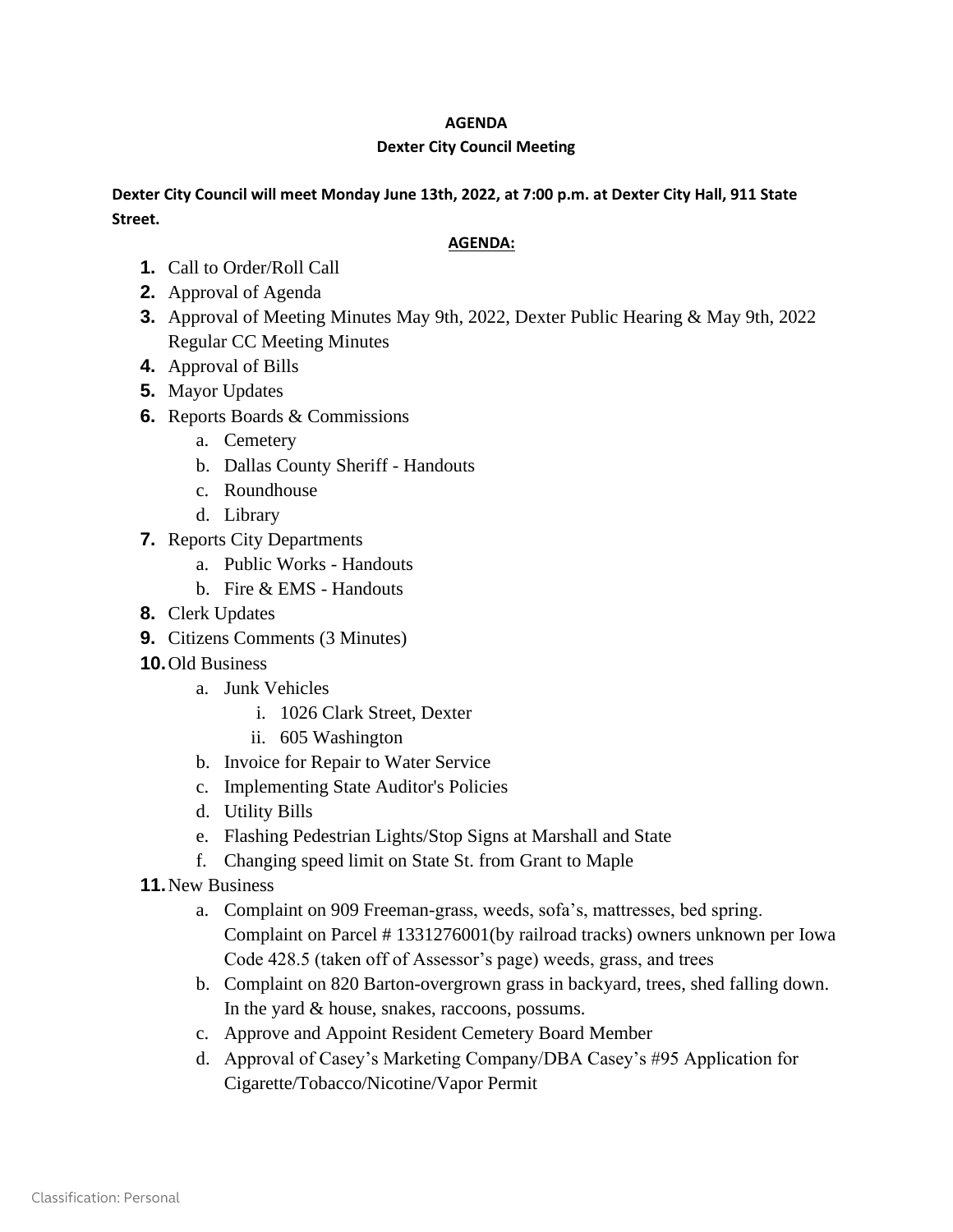# AGENDA

## Dexter City Council Meeting

**Dexter City Council will meet Monday June 13th, 2022, at 7:00 p.m. at Dexter City Hall, 911 State Street.**

**AGENDA:**

1. Call to Order/Roll Call
2. Approval of Agenda
3. Approval of Meeting Minutes May 9th, 2022, Dexter Public Hearing & May 9th, 2022 Regular CC Meeting Minutes
4. Approval of Bills
5. Mayor Updates
6. Reports Boards & Commissions
   a. Cemetery
   b. Dallas County Sheriff - Handouts
   c. Roundhouse
   d. Library
7. Reports City Departments
   a. Public Works - Handouts
   b. Fire & EMS - Handouts
8. Clerk Updates
9. Citizens Comments (3 Minutes)
10. Old Business
    a. Junk Vehicles
       i. 1026 Clark Street, Dexter
       ii. 605 Washington
    b. Invoice for Repair to Water Service
    c. Implementing State Auditor's Policies
    d. Utility Bills
    e. Flashing Pedestrian Lights/Stop Signs at Marshall and State
    f. Changing speed limit on State St. from Grant to Maple
11. New Business
    a. Complaint on 909 Freeman-grass, weeds, sofa's, mattresses, bed spring. Complaint on Parcel # 1331276001(by railroad tracks) owners unknown per Iowa Code 428.5 (taken off of Assessor's page) weeds, grass, and trees
    b. Complaint on 820 Barton-overgrown grass in backyard, trees, shed falling down. In the yard & house, snakes, raccoons, possums.
    c. Approve and Appoint Resident Cemetery Board Member
    d. Approval of Casey's Marketing Company/DBA Casey's #95 Application for Cigarette/Tobacco/Nicotine/Vapor Permit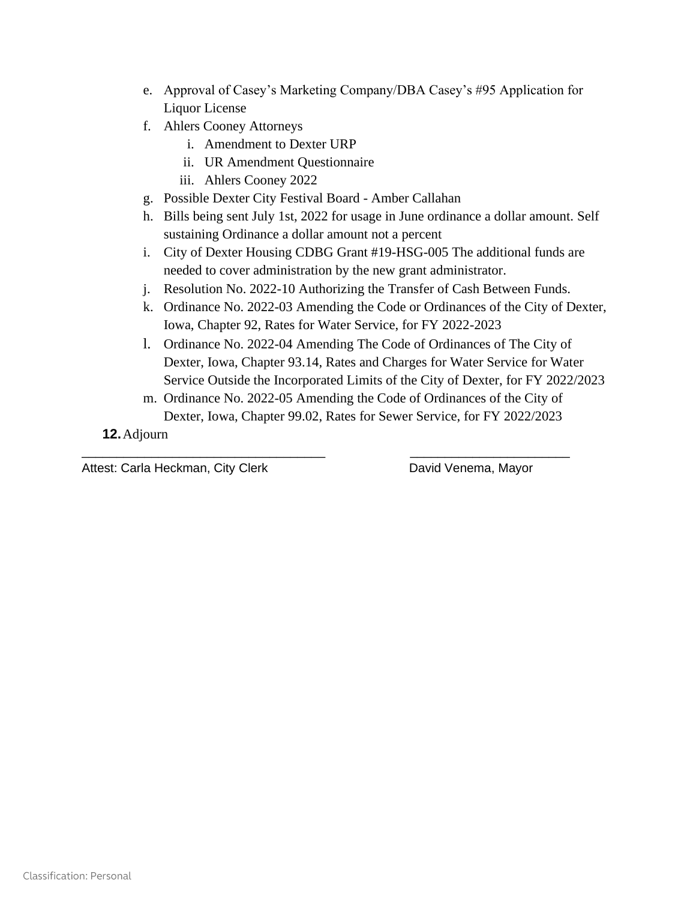e. Approval of Casey's Marketing Company/DBA Casey's #95 Application for Liquor License
f. Ahlers Cooney Attorneys
    i. Amendment to Dexter URP
    ii. UR Amendment Questionnaire
    iii. Ahlers Cooney 2022
g. Possible Dexter City Festival Board - Amber Callahan
h. Bills being sent July 1st, 2022 for usage in June ordinance a dollar amount. Self sustaining Ordinance a dollar amount not a percent
i. City of Dexter Housing CDBG Grant #19-HSG-005 The additional funds are needed to cover administration by the new grant administrator.
j. Resolution No. 2022-10 Authorizing the Transfer of Cash Between Funds.
k. Ordinance No. 2022-03 Amending the Code or Ordinances of the City of Dexter, Iowa, Chapter 92, Rates for Water Service, for FY 2022-2023
l. Ordinance No. 2022-04 Amending The Code of Ordinances of The City of Dexter, Iowa, Chapter 93.14, Rates and Charges for Water Service for Water Service Outside the Incorporated Limits of the City of Dexter, for FY 2022/2023
m. Ordinance No. 2022-05 Amending the Code of Ordinances of the City of Dexter, Iowa, Chapter 99.02, Rates for Sewer Service, for FY 2022/2023

**12.** Adjourn

___________________________________ ______________________

Attest: Carla Heckman, City Clerk David Venema, Mayor